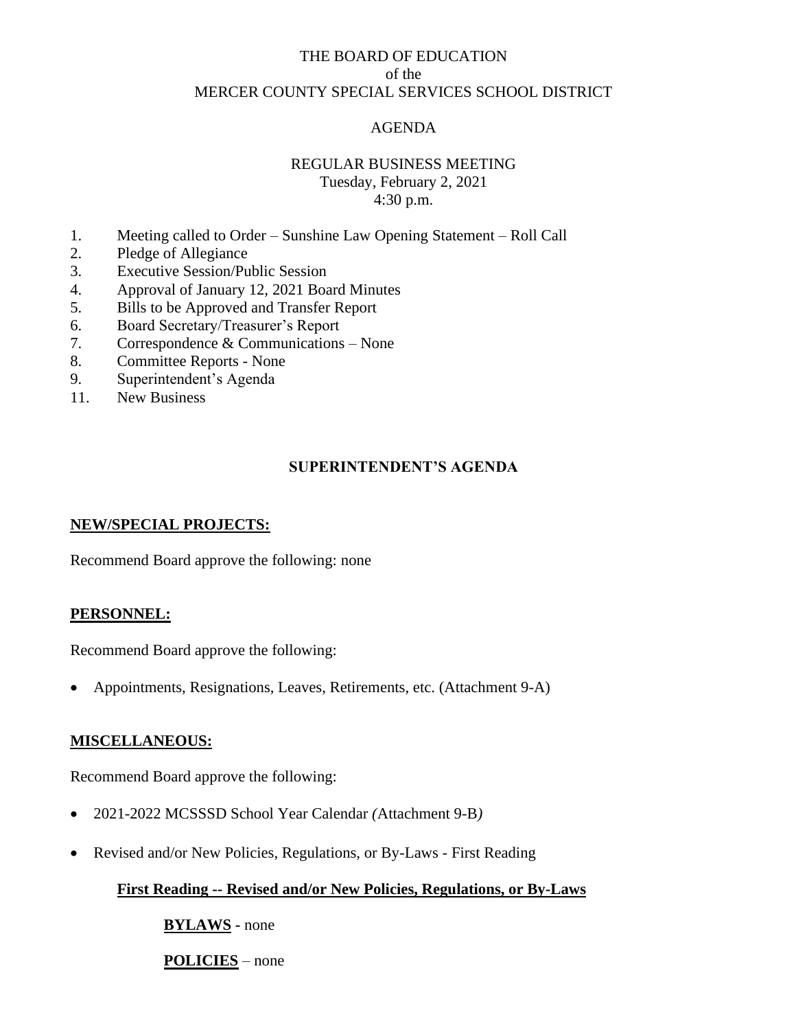# THE BOARD OF EDUCATION
of the
MERCER COUNTY SPECIAL SERVICES SCHOOL DISTRICT

## AGENDA

### REGULAR BUSINESS MEETING
Tuesday, February 2, 2021
4:30 p.m.

1. Meeting called to Order – Sunshine Law Opening Statement – Roll Call
2. Pledge of Allegiance
3. Executive Session/Public Session
4. Approval of January 12, 2021 Board Minutes
5. Bills to be Approved and Transfer Report
6. Board Secretary/Treasurer's Report
7. Correspondence & Communications – None
8. Committee Reports - None
9. Superintendent's Agenda
11. New Business

## SUPERINTENDENT'S AGENDA

**NEW/SPECIAL PROJECTS:**

Recommend Board approve the following: none

**PERSONNEL:**

Recommend Board approve the following:

- Appointments, Resignations, Leaves, Retirements, etc. (Attachment 9-A)

**MISCELLANEOUS:**

Recommend Board approve the following:

- 2021-2022 MCSSSD School Year Calendar *(*Attachment 9-B*)*
- Revised and/or New Policies, Regulations, or By-Laws - First Reading

**First Reading -- Revised and/or New Policies, Regulations, or By-Laws**

**BYLAWS** - none

**POLICIES** – none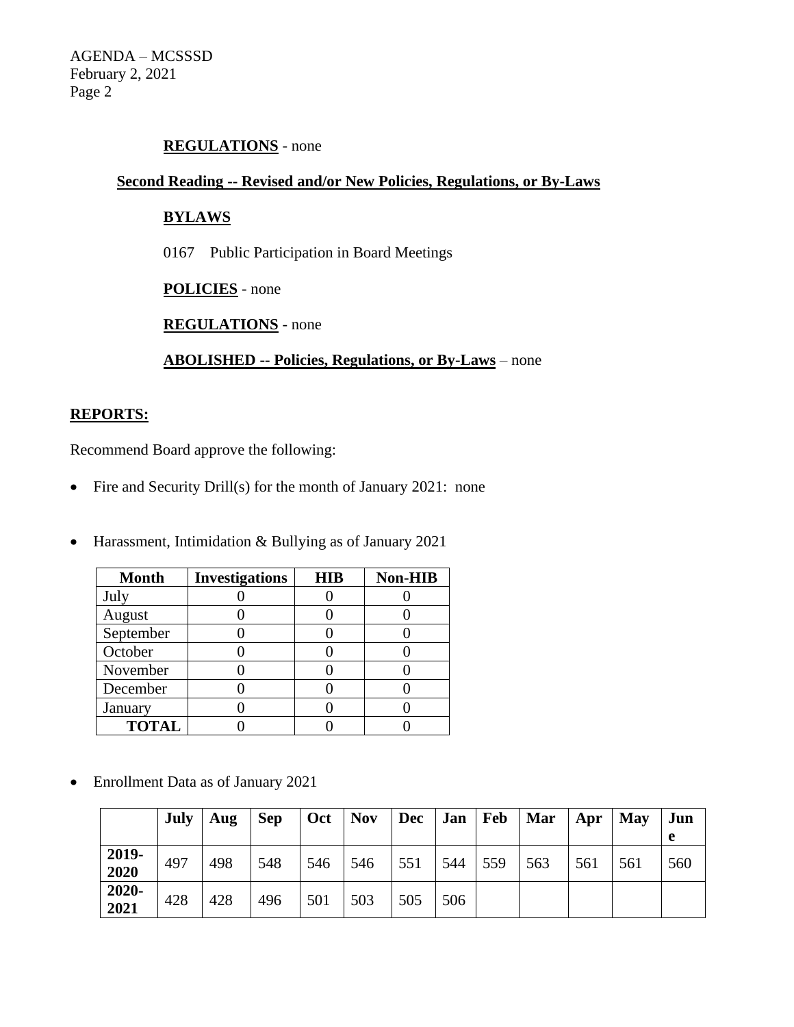**REGULATIONS** - none

**Second Reading -- Revised and/or New Policies, Regulations, or By-Laws**

**BYLAWS**

0167 Public Participation in Board Meetings

**POLICIES** - none

**REGULATIONS** - none

**ABOLISHED -- Policies, Regulations, or By-Laws** – none

**REPORTS:**

Recommend Board approve the following:

- Fire and Security Drill(s) for the month of January 2021: none

- Harassment, Intimidation & Bullying as of January 2021

| Month | Investigations | HIB | Non-HIB |
|---|---|---|---|
| July | 0 | 0 | 0 |
| August | 0 | 0 | 0 |
| September | 0 | 0 | 0 |
| October | 0 | 0 | 0 |
| November | 0 | 0 | 0 |
| December | 0 | 0 | 0 |
| January | 0 | 0 | 0 |
| **TOTAL** | 0 | 0 | 0 |

- Enrollment Data as of January 2021

| | July | Aug | Sep | Oct | Nov | Dec | Jan | Feb | Mar | Apr | May | June |
|---|---|---|---|---|---|---|---|---|---|---|---|---|
| **2019-2020** | 497 | 498 | 548 | 546 | 546 | 551 | 544 | 559 | 563 | 561 | 561 | 560 |
| **2020-2021** | 428 | 428 | 496 | 501 | 503 | 505 | 506 | | | | | |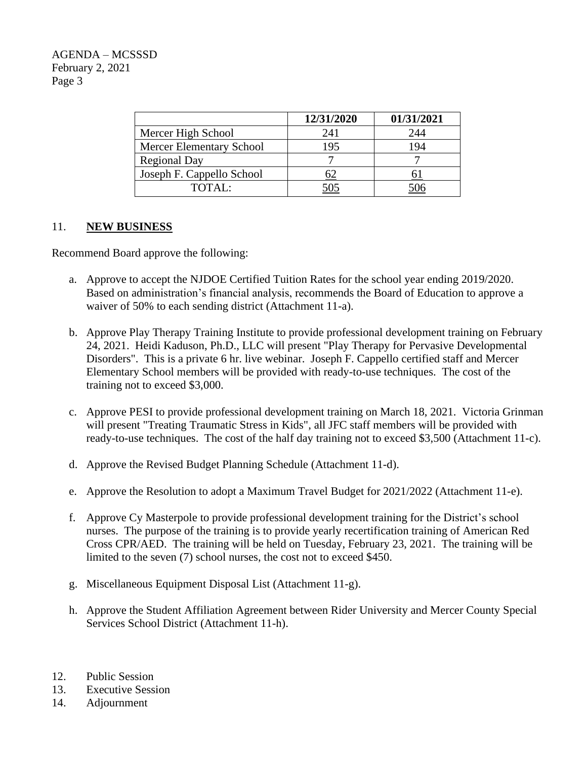| | 12/31/2020 | 01/31/2021 |
|---|---|---|
| Mercer High School | 241 | 244 |
| Mercer Elementary School | 195 | 194 |
| Regional Day | 7 | 7 |
| Joseph F. Cappello School | 62 | 61 |
| TOTAL: | 505 | 506 |

11. **NEW BUSINESS**

Recommend Board approve the following:

a. Approve to accept the NJDOE Certified Tuition Rates for the school year ending 2019/2020. Based on administration's financial analysis, recommends the Board of Education to approve a waiver of 50% to each sending district (Attachment 11-a).

b. Approve Play Therapy Training Institute to provide professional development training on February 24, 2021. Heidi Kaduson, Ph.D., LLC will present "Play Therapy for Pervasive Developmental Disorders". This is a private 6 hr. live webinar. Joseph F. Cappello certified staff and Mercer Elementary School members will be provided with ready-to-use techniques. The cost of the training not to exceed $3,000.

c. Approve PESI to provide professional development training on March 18, 2021. Victoria Grinman will present "Treating Traumatic Stress in Kids", all JFC staff members will be provided with ready-to-use techniques. The cost of the half day training not to exceed $3,500 (Attachment 11-c).

d. Approve the Revised Budget Planning Schedule (Attachment 11-d).

e. Approve the Resolution to adopt a Maximum Travel Budget for 2021/2022 (Attachment 11-e).

f. Approve Cy Masterpole to provide professional development training for the District's school nurses. The purpose of the training is to provide yearly recertification training of American Red Cross CPR/AED. The training will be held on Tuesday, February 23, 2021. The training will be limited to the seven (7) school nurses, the cost not to exceed $450.

g. Miscellaneous Equipment Disposal List (Attachment 11-g).

h. Approve the Student Affiliation Agreement between Rider University and Mercer County Special Services School District (Attachment 11-h).

12. Public Session
13. Executive Session
14. Adjournment